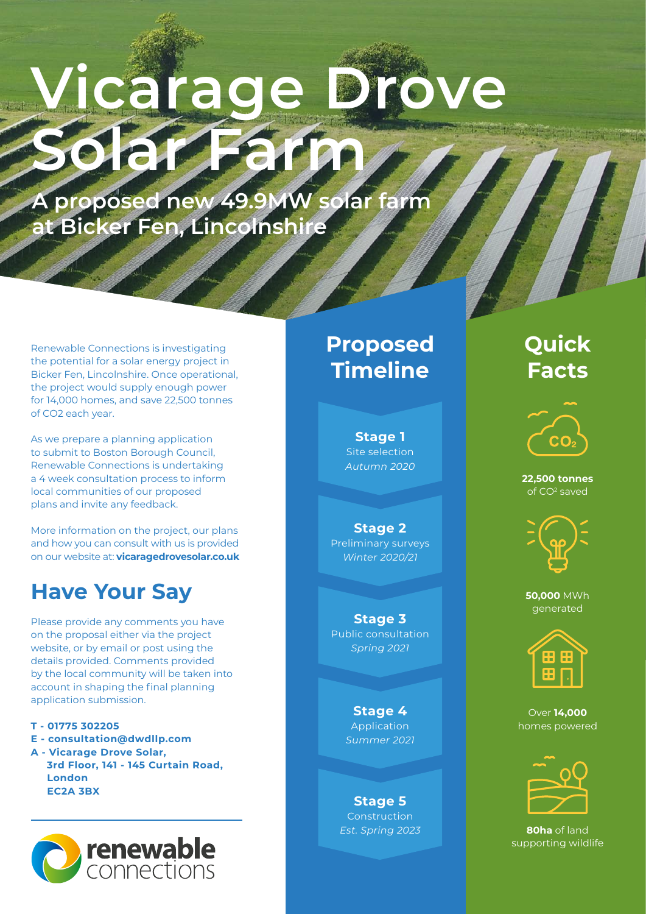# Vicarage Drove Solar Farm

## A proposed new 49.9MW solar farm at Bicker Fen, Lincolnshire

Renewable Connections is investigating the potential for a solar energy project in Bicker Fen, Lincolnshire. Once operational, the project would supply enough power for 14,000 homes, and save 22,500 tonnes of CO2 each year.

As we prepare a planning application to submit to Boston Borough Council, Renewable Connections is undertaking a 4 week consultation process to inform local communities of our proposed plans and invite any feedback.

More information on the project, our plans and how you can consult with us is provided on our website at: **vicaragedrovesolar.co.uk**

## Have Your Say

Please provide any comments you have on the proposal either via the project website, or by email or post using the details provided. Comments provided by the local community will be taken into account in shaping the final planning application submission.

**T - 01775 302205**
**E - consultation@dwdllp.com**
**A - Vicarage Drove Solar,**
**3rd Floor, 141 - 145 Curtain Road,**
**London**
**EC2A 3BX**

renewable connections

## Proposed Timeline

**Stage 1**
Site selection
*Autumn 2020*

**Stage 2**
Preliminary surveys
*Winter 2020/21*

**Stage 3**
Public consultation
*Spring 2021*

**Stage 4**
Application
*Summer 2021*

**Stage 5**
Construction
*Est. Spring 2023*

## Quick Facts

**22,500 tonnes** of $CO^2$ saved

**50,000** MWh generated

Over **14,000** homes powered

**80ha** of land supporting wildlife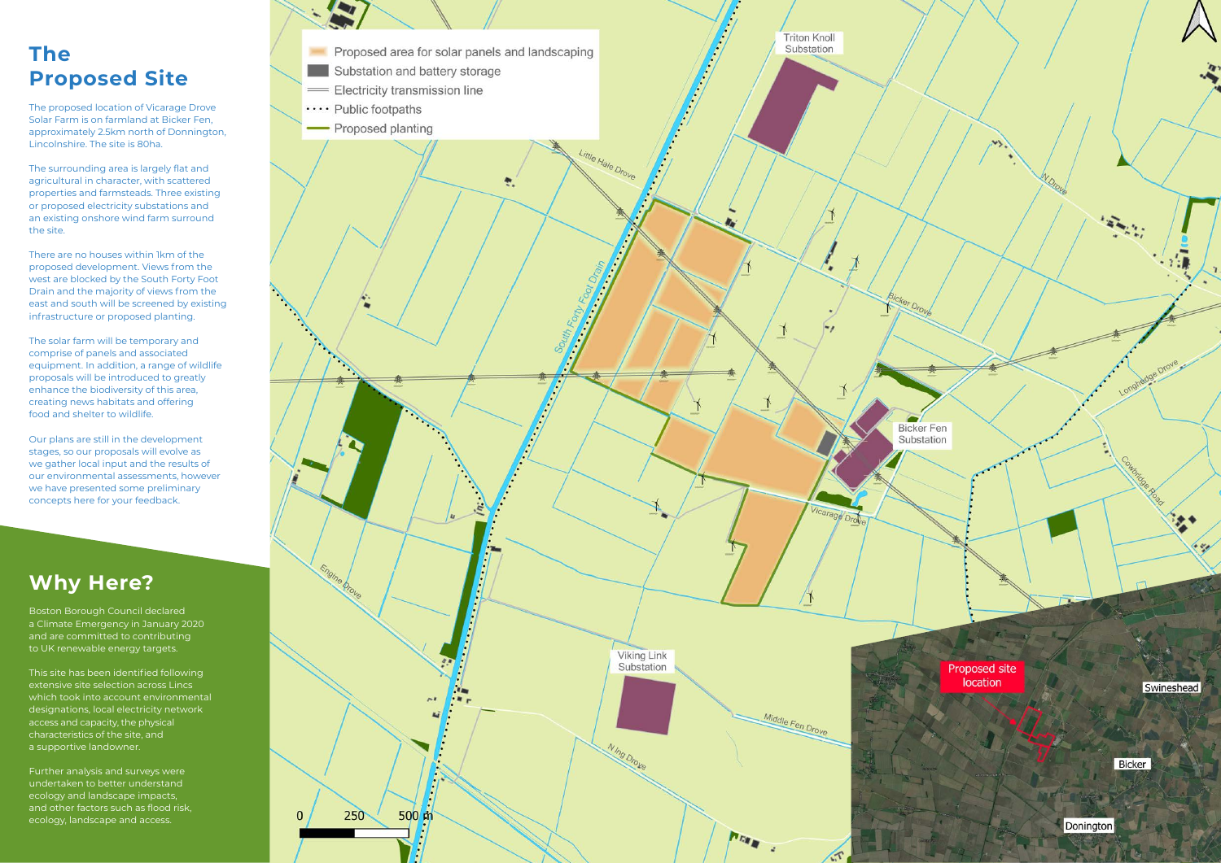# The Proposed Site

The proposed location of Vicarage Drove Solar Farm is on farmland at Bicker Fen, approximately 2.5km north of Donnington, Lincolnshire. The site is 80ha.

The surrounding area is largely flat and agricultural in character, with scattered properties and farmsteads. Three existing or proposed electricity substations and an existing onshore wind farm surround the site.

There are no houses within 1km of the proposed development. Views from the west are blocked by the South Forty Foot Drain and the majority of views from the east and south will be screened by existing infrastructure or proposed planting.

The solar farm will be temporary and comprise of panels and associated equipment. In addition, a range of wildlife proposals will be introduced to greatly enhance the biodiversity of this area, creating news habitats and offering food and shelter to wildlife.

Our plans are still in the development stages, so our proposals will evolve as we gather local input and the results of our environmental assessments, however we have presented some preliminary concepts here for your feedback.

## Why Here?

Boston Borough Council declared a Climate Emergency in January 2020 and are committed to contributing to UK renewable energy targets.

This site has been identified following extensive site selection across Lincs which took into account environmental designations, local electricity network access and capacity, the physical characteristics of the site, and a supportive landowner.

Further analysis and surveys were undertaken to better understand ecology and landscape impacts, and other factors such as flood risk, ecology, landscape and access.

- Proposed area for solar panels and landscaping
- Substation and battery storage
- Electricity transmission line
- Public footpaths
- Proposed planting

Triton Knoll Substation

Little Hale Drove

N Drove

South Forty Foot Drain

Bicker Drove

Longhedge Drove

Bicker Fen Substation

Cowbridge Road

Vicarage Drove

Engine Drove

Viking Link Substation

Middle Fen Drove

N Ing Drove

Proposed site location

Swineshead

Bicker

Donington

0 250 500 m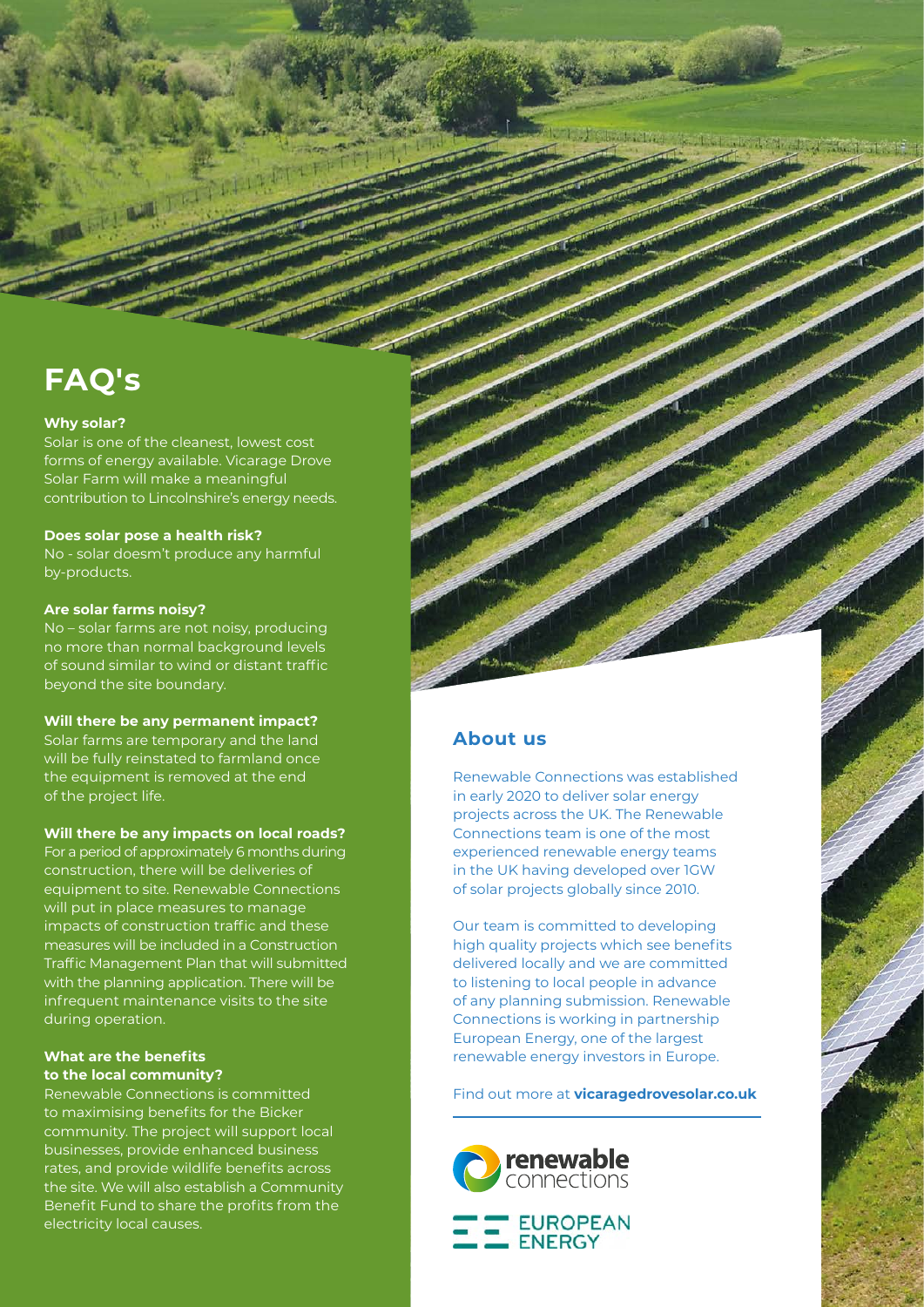# FAQ's

**Why solar?**
Solar is one of the cleanest, lowest cost forms of energy available. Vicarage Drove Solar Farm will make a meaningful contribution to Lincolnshire's energy needs.

**Does solar pose a health risk?**
No - solar doesn't produce any harmful by-products.

**Are solar farms noisy?**
No – solar farms are not noisy, producing no more than normal background levels of sound similar to wind or distant traffic beyond the site boundary.

**Will there be any permanent impact?**
Solar farms are temporary and the land will be fully reinstated to farmland once the equipment is removed at the end of the project life.

**Will there be any impacts on local roads?**
For a period of approximately 6 months during construction, there will be deliveries of equipment to site. Renewable Connections will put in place measures to manage impacts of construction traffic and these measures will be included in a Construction Traffic Management Plan that will submitted with the planning application. There will be infrequent maintenance visits to the site during operation.

**What are the benefits to the local community?**
Renewable Connections is committed to maximising benefits for the Bicker community. The project will support local businesses, provide enhanced business rates, and provide wildlife benefits across the site. We will also establish a Community Benefit Fund to share the profits from the electricity local causes.

## About us

Renewable Connections was established in early 2020 to deliver solar energy projects across the UK. The Renewable Connections team is one of the most experienced renewable energy teams in the UK having developed over 1GW of solar projects globally since 2010.

Our team is committed to developing high quality projects which see benefits delivered locally and we are committed to listening to local people in advance of any planning submission. Renewable Connections is working in partnership European Energy, one of the largest renewable energy investors in Europe.

Find out more at **vicaragedrovesolar.co.uk**

renewable connections

EUROPEAN ENERGY